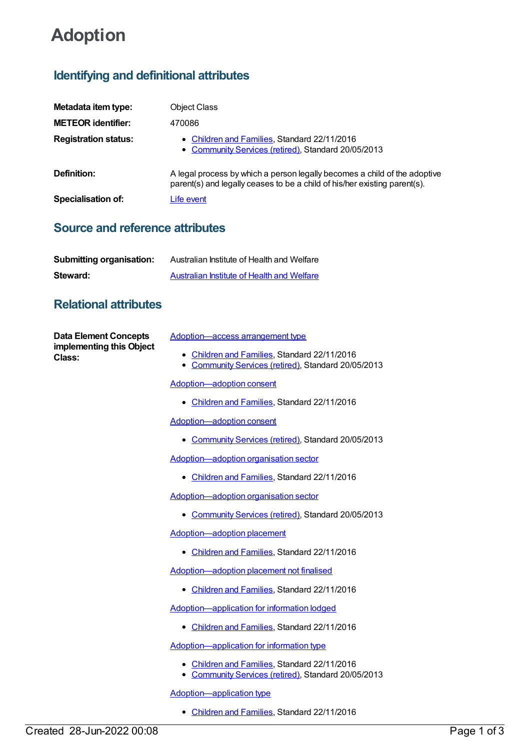# Adoption

## Identifying and definitional attributes

**Metadata item type:** Object Class

**METEOR identifier:** 470086

**Registration status:**

- Children and Families, Standard 22/11/2016
- Community Services (retired), Standard 20/05/2013

**Definition:** A legal process by which a person legally becomes a child of the adoptive parent(s) and legally ceases to be a child of his/her existing parent(s).

**Specialisation of:** Life event

## Source and reference attributes

**Submitting organisation:** Australian Institute of Health and Welfare

**Steward:** Australian Institute of Health and Welfare

## Relational attributes

**Data Element Concepts implementing this Object Class:**

Adoption—access arrangement type

- Children and Families, Standard 22/11/2016
- Community Services (retired), Standard 20/05/2013

Adoption—adoption consent

- Children and Families, Standard 22/11/2016

Adoption—adoption consent

- Community Services (retired), Standard 20/05/2013

Adoption—adoption organisation sector

- Children and Families, Standard 22/11/2016

Adoption—adoption organisation sector

- Community Services (retired), Standard 20/05/2013

Adoption—adoption placement

- Children and Families, Standard 22/11/2016

Adoption—adoption placement not finalised

- Children and Families, Standard 22/11/2016

Adoption—application for information lodged

- Children and Families, Standard 22/11/2016

Adoption—application for information type

- Children and Families, Standard 22/11/2016
- Community Services (retired), Standard 20/05/2013

Adoption—application type

- Children and Families, Standard 22/11/2016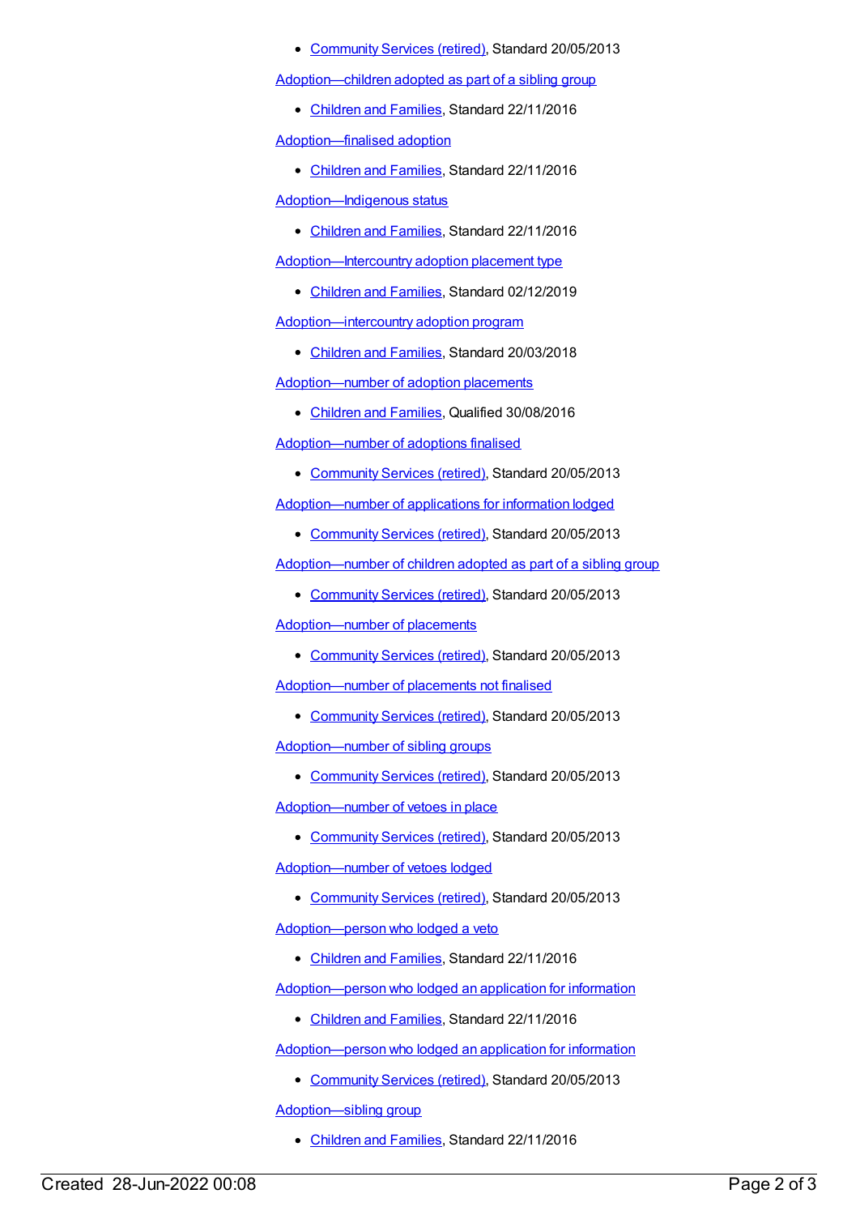- Community Services (retired), Standard 20/05/2013

Adoption—children adopted as part of a sibling group

- Children and Families, Standard 22/11/2016

Adoption—finalised adoption

- Children and Families, Standard 22/11/2016

Adoption—Indigenous status

- Children and Families, Standard 22/11/2016

Adoption—Intercountry adoption placement type

- Children and Families, Standard 02/12/2019

Adoption—intercountry adoption program

- Children and Families, Standard 20/03/2018

Adoption—number of adoption placements

- Children and Families, Qualified 30/08/2016

Adoption—number of adoptions finalised

- Community Services (retired), Standard 20/05/2013

Adoption—number of applications for information lodged

- Community Services (retired), Standard 20/05/2013

Adoption—number of children adopted as part of a sibling group

- Community Services (retired), Standard 20/05/2013

Adoption—number of placements

- Community Services (retired), Standard 20/05/2013

Adoption—number of placements not finalised

- Community Services (retired), Standard 20/05/2013

Adoption—number of sibling groups

- Community Services (retired), Standard 20/05/2013

Adoption—number of vetoes in place

- Community Services (retired), Standard 20/05/2013

Adoption—number of vetoes lodged

- Community Services (retired), Standard 20/05/2013

Adoption—person who lodged a veto

- Children and Families, Standard 22/11/2016

Adoption—person who lodged an application for information

- Children and Families, Standard 22/11/2016

Adoption—person who lodged an application for information

- Community Services (retired), Standard 20/05/2013

Adoption—sibling group

- Children and Families, Standard 22/11/2016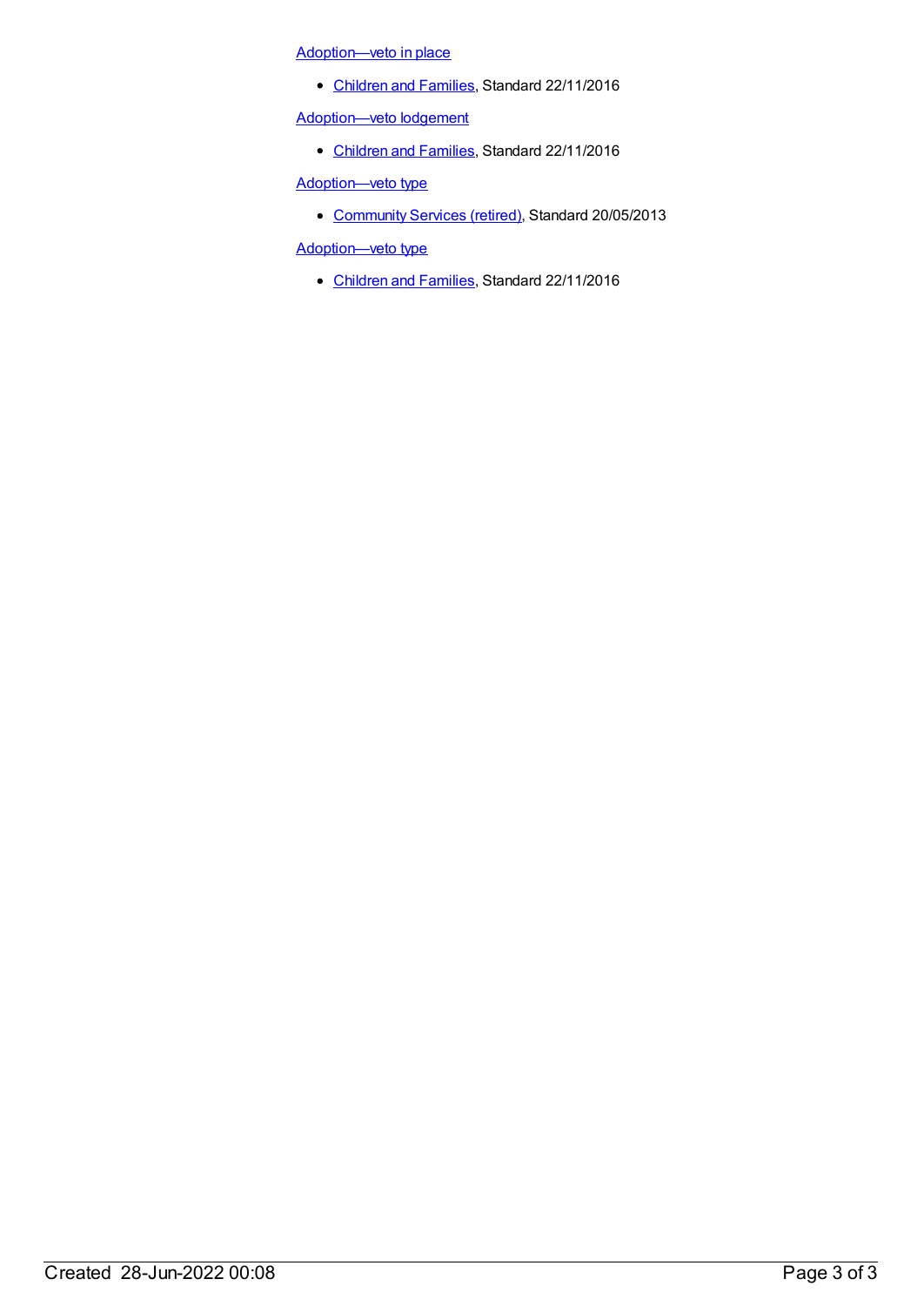Adoption—veto in place

- Children and Families, Standard 22/11/2016

Adoption—veto lodgement

- Children and Families, Standard 22/11/2016

Adoption—veto type

- Community Services (retired), Standard 20/05/2013

Adoption—veto type

- Children and Families, Standard 22/11/2016